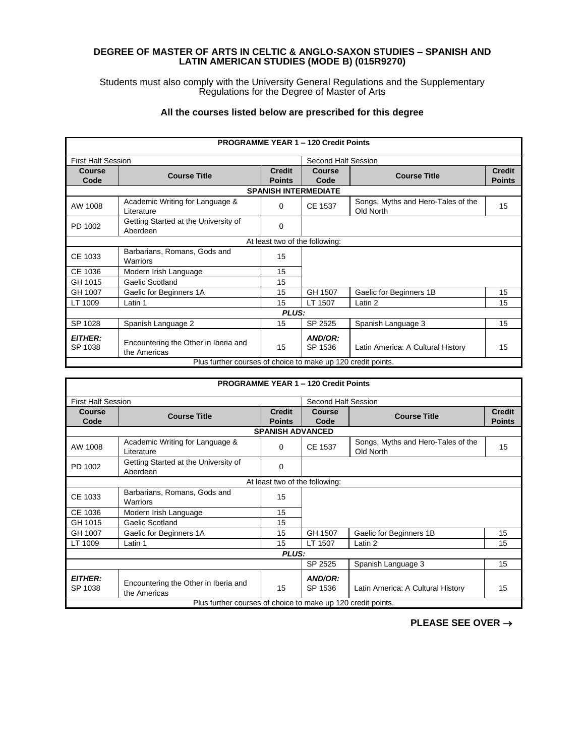**DEGREE OF MASTER OF ARTS IN CELTIC & ANGLO-SAXON STUDIES – SPANISH AND LATIN AMERICAN STUDIES (MODE B) (015R9270)**

Students must also comply with the University General Regulations and the Supplementary Regulations for the Degree of Master of Arts

**All the courses listed below are prescribed for this degree**

| **PROGRAMME YEAR 1 – 120 Credit Points** | | | | | |
|---|---|---|---|---|---|
| First Half Session | | | Second Half Session | | |
| **Course Code** | **Course Title** | **Credit Points** | **Course Code** | **Course Title** | **Credit Points** |
| **SPANISH INTERMEDIATE** | | | | | |
| AW 1008 | Academic Writing for Language & Literature | 0 | CE 1537 | Songs, Myths and Hero-Tales of the Old North | 15 |
| PD 1002 | Getting Started at the University of Aberdeen | 0 | | | |
| At least two of the following: | | | | | |
| CE 1033 | Barbarians, Romans, Gods and Warriors | 15 | | | |
| CE 1036 | Modern Irish Language | 15 | | | |
| GH 1015 | Gaelic Scotland | 15 | | | |
| GH 1007 | Gaelic for Beginners 1A | 15 | GH 1507 | Gaelic for Beginners 1B | 15 |
| LT 1009 | Latin 1 | 15 | LT 1507 | Latin 2 | 15 |
| ***PLUS:*** | | | | | |
| SP 1028 | Spanish Language 2 | 15 | SP 2525 | Spanish Language 3 | 15 |
| ***EITHER:*** SP 1038 | Encountering the Other in Iberia and the Americas | 15 | ***AND/OR:*** SP 1536 | Latin America: A Cultural History | 15 |
| Plus further courses of choice to make up 120 credit points. | | | | | |

| **PROGRAMME YEAR 1 – 120 Credit Points** | | | | | |
|---|---|---|---|---|---|
| First Half Session | | | Second Half Session | | |
| **Course Code** | **Course Title** | **Credit Points** | **Course Code** | **Course Title** | **Credit Points** |
| **SPANISH ADVANCED** | | | | | |
| AW 1008 | Academic Writing for Language & Literature | 0 | CE 1537 | Songs, Myths and Hero-Tales of the Old North | 15 |
| PD 1002 | Getting Started at the University of Aberdeen | 0 | | | |
| At least two of the following: | | | | | |
| CE 1033 | Barbarians, Romans, Gods and Warriors | 15 | | | |
| CE 1036 | Modern Irish Language | 15 | | | |
| GH 1015 | Gaelic Scotland | 15 | | | |
| GH 1007 | Gaelic for Beginners 1A | 15 | GH 1507 | Gaelic for Beginners 1B | 15 |
| LT 1009 | Latin 1 | 15 | LT 1507 | Latin 2 | 15 |
| ***PLUS:*** | | | | | |
| | | | SP 2525 | Spanish Language 3 | 15 |
| ***EITHER:*** SP 1038 | Encountering the Other in Iberia and the Americas | 15 | ***AND/OR:*** SP 1536 | Latin America: A Cultural History | 15 |
| Plus further courses of choice to make up 120 credit points. | | | | | |

**PLEASE SEE OVER →**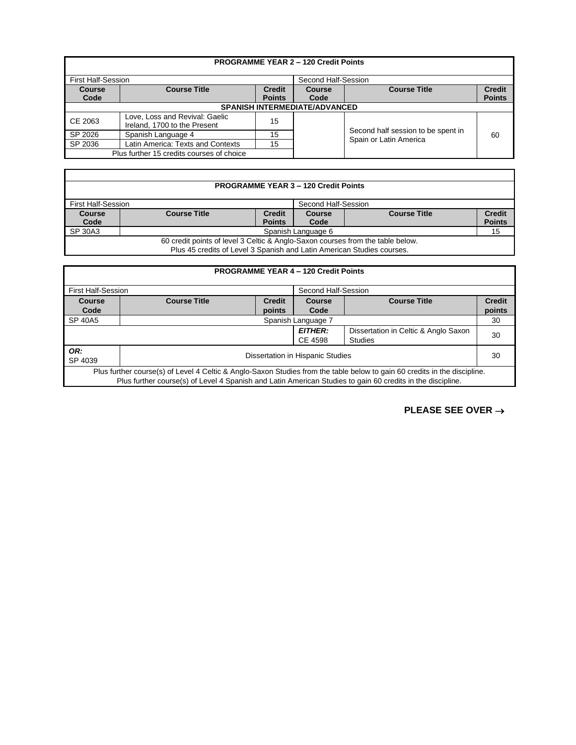| **PROGRAMME YEAR 2 – 120 Credit Points** | | | | | |
|---|---|---|---|---|---|
| First Half-Session | | | Second Half-Session | | |
| **Course Code** | **Course Title** | **Credit Points** | **Course Code** | **Course Title** | **Credit Points** |
| **SPANISH INTERMEDIATE/ADVANCED** | | | | | |
| CE 2063 | Love, Loss and Revival: Gaelic Ireland, 1700 to the Present | 15 | | Second half session to be spent in Spain or Latin America | 60 |
| SP 2026 | Spanish Language 4 | 15 | | | |
| SP 2036 | Latin America: Texts and Contexts | 15 | | | |
| Plus further 15 credits courses of choice | | | | | |

| **PROGRAMME YEAR 3 – 120 Credit Points** | | | | | |
|---|---|---|---|---|---|
| First Half-Session | | | Second Half-Session | | |
| **Course Code** | **Course Title** | **Credit Points** | **Course Code** | **Course Title** | **Credit Points** |
| SP 30A3 | Spanish Language 6 | | | | 15 |
| 60 credit points of level 3 Celtic & Anglo-Saxon courses from the table below. Plus 45 credits of Level 3 Spanish and Latin American Studies courses. | | | | | |

| **PROGRAMME YEAR 4 – 120 Credit Points** | | | | | |
|---|---|---|---|---|---|
| First Half-Session | | | Second Half-Session | | |
| **Course Code** | **Course Title** | **Credit points** | **Course Code** | **Course Title** | **Credit points** |
| SP 40A5 | Spanish Language 7 | | | | 30 |
| | | | ***EITHER:*** CE 4598 | Dissertation in Celtic & Anglo Saxon Studies | 30 |
| ***OR:*** SP 4039 | Dissertation in Hispanic Studies | | | | 30 |
| Plus further course(s) of Level 4 Celtic & Anglo-Saxon Studies from the table below to gain 60 credits in the discipline. Plus further course(s) of Level 4 Spanish and Latin American Studies to gain 60 credits in the discipline. | | | | | |

**PLEASE SEE OVER →**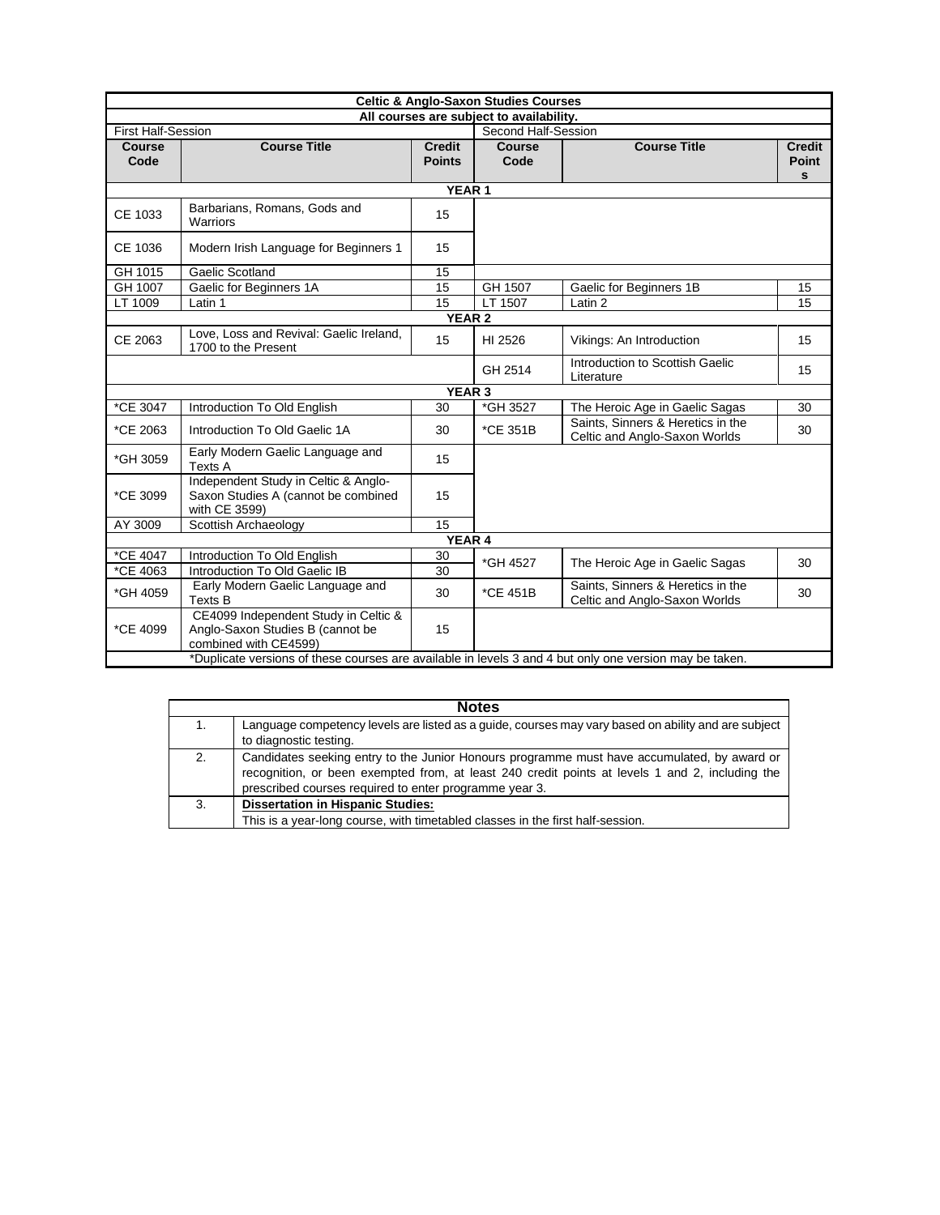| Celtic & Anglo-Saxon Studies Courses | | | | | |
|---|---|---|---|---|---|
| All courses are subject to availability. | | | | | |
| First Half-Session | | | Second Half-Session | | |
| **Course Code** | **Course Title** | **Credit Points** | **Course Code** | **Course Title** | **Credit Points** |
| **YEAR 1** | | | | | |
| CE 1033 | Barbarians, Romans, Gods and Warriors | 15 | | | |
| CE 1036 | Modern Irish Language for Beginners 1 | 15 | | | |
| GH 1015 | Gaelic Scotland | 15 | | | |
| GH 1007 | Gaelic for Beginners 1A | 15 | GH 1507 | Gaelic for Beginners 1B | 15 |
| LT 1009 | Latin 1 | 15 | LT 1507 | Latin 2 | 15 |
| **YEAR 2** | | | | | |
| CE 2063 | Love, Loss and Revival: Gaelic Ireland, 1700 to the Present | 15 | HI 2526 | Vikings: An Introduction | 15 |
| | | | GH 2514 | Introduction to Scottish Gaelic Literature | 15 |
| **YEAR 3** | | | | | |
| *CE 3047 | Introduction To Old English | 30 | *GH 3527 | The Heroic Age in Gaelic Sagas | 30 |
| *CE 2063 | Introduction To Old Gaelic 1A | 30 | *CE 351B | Saints, Sinners & Heretics in the Celtic and Anglo-Saxon Worlds | 30 |
| *GH 3059 | Early Modern Gaelic Language and Texts A | 15 | | | |
| *CE 3099 | Independent Study in Celtic & Anglo-Saxon Studies A (cannot be combined with CE 3599) | 15 | | | |
| AY 3009 | Scottish Archaeology | 15 | | | |
| **YEAR 4** | | | | | |
| *CE 4047 | Introduction To Old English | 30 | *GH 4527 | The Heroic Age in Gaelic Sagas | 30 |
| *CE 4063 | Introduction To Old Gaelic IB | 30 | | | |
| *GH 4059 | Early Modern Gaelic Language and Texts B | 30 | *CE 451B | Saints, Sinners & Heretics in the Celtic and Anglo-Saxon Worlds | 30 |
| *CE 4099 | CE4099 Independent Study in Celtic & Anglo-Saxon Studies B (cannot be combined with CE4599) | 15 | | | |
| *Duplicate versions of these courses are available in levels 3 and 4 but only one version may be taken. | | | | | |

| Notes | |
|---|---|
| 1. | Language competency levels are listed as a guide, courses may vary based on ability and are subject to diagnostic testing. |
| 2. | Candidates seeking entry to the Junior Honours programme must have accumulated, by award or recognition, or been exempted from, at least 240 credit points at levels 1 and 2, including the prescribed courses required to enter programme year 3. |
| 3. | **Dissertation in Hispanic Studies:** This is a year-long course, with timetabled classes in the first half-session. |